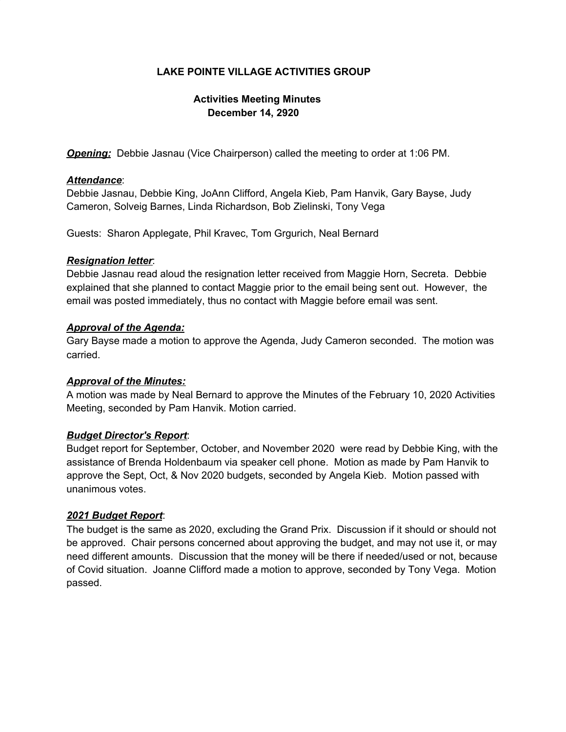**LAKE POINTE VILLAGE ACTIVITIES GROUP**

**Activities Meeting Minutes**
**December 14, 2920**

***Opening:*** Debbie Jasnau (Vice Chairperson) called the meeting to order at 1:06 PM.

***Attendance***:
Debbie Jasnau, Debbie King, JoAnn Clifford, Angela Kieb, Pam Hanvik, Gary Bayse, Judy Cameron, Solveig Barnes, Linda Richardson, Bob Zielinski, Tony Vega

Guests: Sharon Applegate, Phil Kravec, Tom Grgurich, Neal Bernard

***Resignation letter***:
Debbie Jasnau read aloud the resignation letter received from Maggie Horn, Secreta. Debbie explained that she planned to contact Maggie prior to the email being sent out. However, the email was posted immediately, thus no contact with Maggie before email was sent.

***Approval of the Agenda:***
Gary Bayse made a motion to approve the Agenda, Judy Cameron seconded. The motion was carried.

***Approval of the Minutes:***
A motion was made by Neal Bernard to approve the Minutes of the February 10, 2020 Activities Meeting, seconded by Pam Hanvik. Motion carried.

***Budget Director's Report***:
Budget report for September, October, and November 2020 were read by Debbie King, with the assistance of Brenda Holdenbaum via speaker cell phone. Motion as made by Pam Hanvik to approve the Sept, Oct, & Nov 2020 budgets, seconded by Angela Kieb. Motion passed with unanimous votes.

***2021 Budget Report***:
The budget is the same as 2020, excluding the Grand Prix. Discussion if it should or should not be approved. Chair persons concerned about approving the budget, and may not use it, or may need different amounts. Discussion that the money will be there if needed/used or not, because of Covid situation. Joanne Clifford made a motion to approve, seconded by Tony Vega. Motion passed.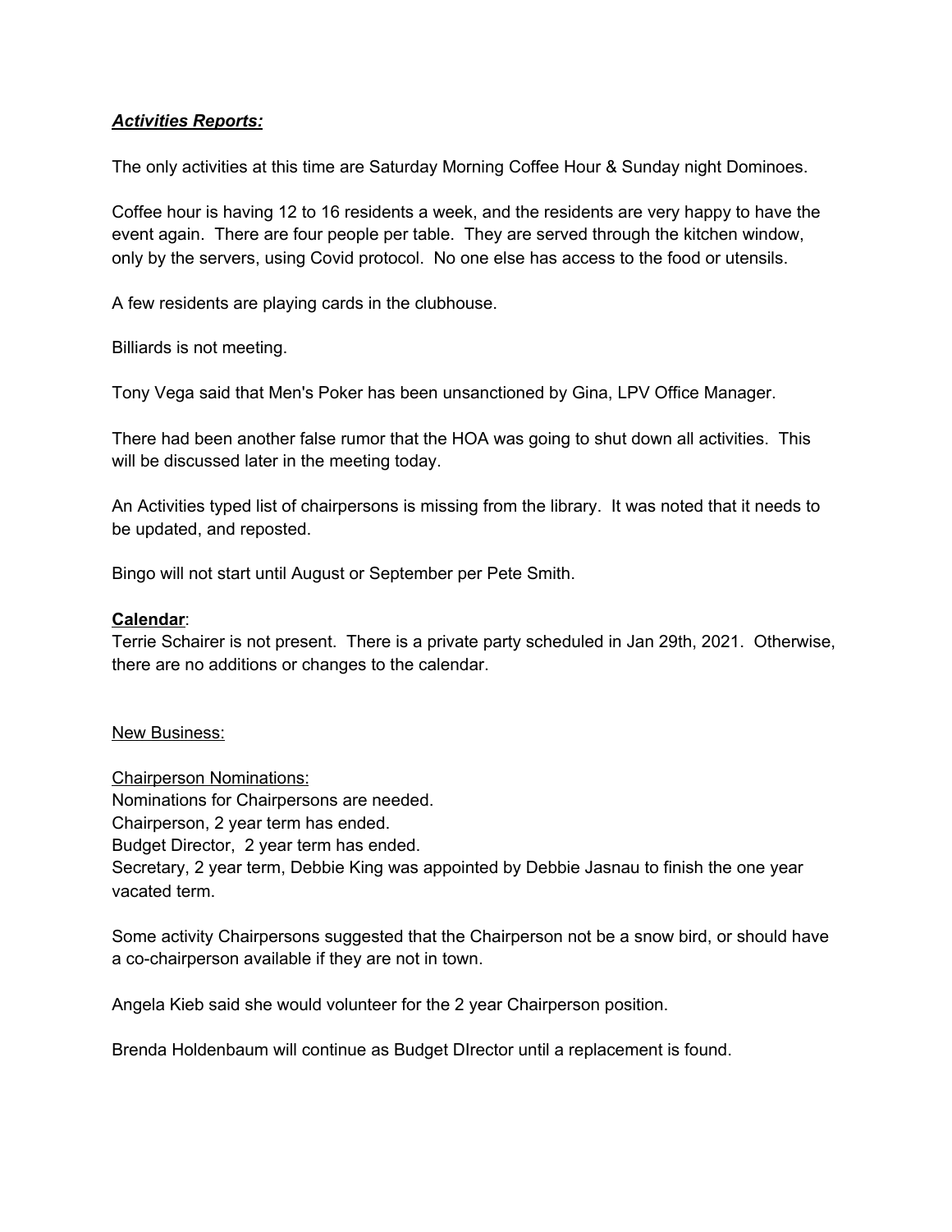***Activities Reports:***

The only activities at this time are Saturday Morning Coffee Hour & Sunday night Dominoes.

Coffee hour is having 12 to 16 residents a week, and the residents are very happy to have the event again. There are four people per table. They are served through the kitchen window, only by the servers, using Covid protocol. No one else has access to the food or utensils.

A few residents are playing cards in the clubhouse.

Billiards is not meeting.

Tony Vega said that Men's Poker has been unsanctioned by Gina, LPV Office Manager.

There had been another false rumor that the HOA was going to shut down all activities. This will be discussed later in the meeting today.

An Activities typed list of chairpersons is missing from the library. It was noted that it needs to be updated, and reposted.

Bingo will not start until August or September per Pete Smith.

**Calendar**:
Terrie Schairer is not present. There is a private party scheduled in Jan 29th, 2021. Otherwise, there are no additions or changes to the calendar.

New Business:

Chairperson Nominations:
Nominations for Chairpersons are needed.
Chairperson, 2 year term has ended.
Budget Director, 2 year term has ended.
Secretary, 2 year term, Debbie King was appointed by Debbie Jasnau to finish the one year vacated term.

Some activity Chairpersons suggested that the Chairperson not be a snow bird, or should have a co-chairperson available if they are not in town.

Angela Kieb said she would volunteer for the 2 year Chairperson position.

Brenda Holdenbaum will continue as Budget DIrector until a replacement is found.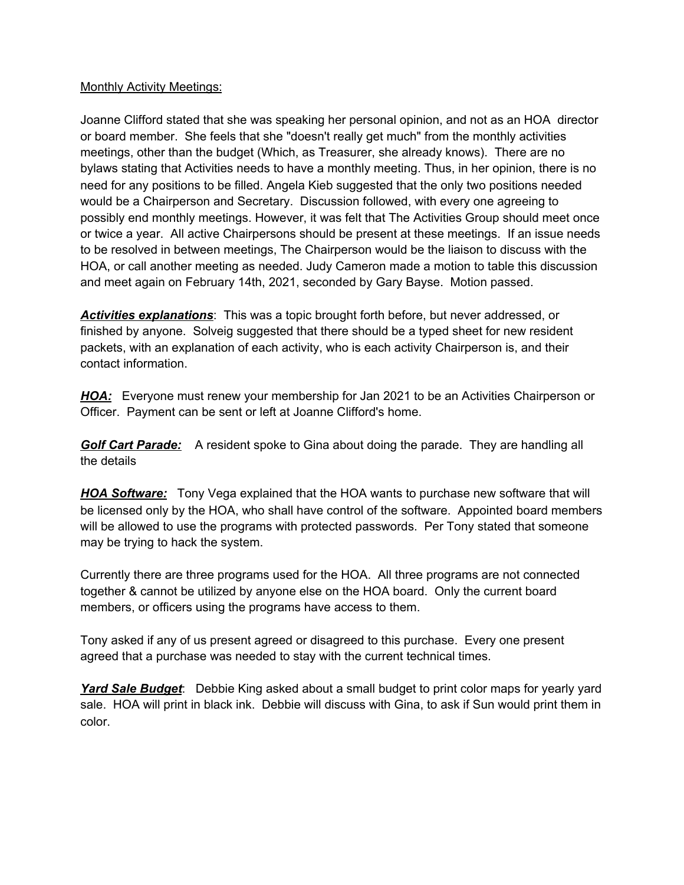<u>Monthly Activity Meetings:</u>

Joanne Clifford stated that she was speaking her personal opinion, and not as an HOA director or board member. She feels that she "doesn't really get much" from the monthly activities meetings, other than the budget (Which, as Treasurer, she already knows). There are no bylaws stating that Activities needs to have a monthly meeting. Thus, in her opinion, there is no need for any positions to be filled. Angela Kieb suggested that the only two positions needed would be a Chairperson and Secretary. Discussion followed, with every one agreeing to possibly end monthly meetings. However, it was felt that The Activities Group should meet once or twice a year. All active Chairpersons should be present at these meetings. If an issue needs to be resolved in between meetings, The Chairperson would be the liaison to discuss with the HOA, or call another meeting as needed. Judy Cameron made a motion to table this discussion and meet again on February 14th, 2021, seconded by Gary Bayse. Motion passed.

***<u>Activities explanations</u>***: This was a topic brought forth before, but never addressed, or finished by anyone. Solveig suggested that there should be a typed sheet for new resident packets, with an explanation of each activity, who is each activity Chairperson is, and their contact information.

***<u>HOA:</u>*** Everyone must renew your membership for Jan 2021 to be an Activities Chairperson or Officer. Payment can be sent or left at Joanne Clifford's home.

***<u>Golf Cart Parade:</u>*** A resident spoke to Gina about doing the parade. They are handling all the details

***<u>HOA Software:</u>*** Tony Vega explained that the HOA wants to purchase new software that will be licensed only by the HOA, who shall have control of the software. Appointed board members will be allowed to use the programs with protected passwords. Per Tony stated that someone may be trying to hack the system.

Currently there are three programs used for the HOA. All three programs are not connected together & cannot be utilized by anyone else on the HOA board. Only the current board members, or officers using the programs have access to them.

Tony asked if any of us present agreed or disagreed to this purchase. Every one present agreed that a purchase was needed to stay with the current technical times.

***<u>Yard Sale Budget</u>***: Debbie King asked about a small budget to print color maps for yearly yard sale. HOA will print in black ink. Debbie will discuss with Gina, to ask if Sun would print them in color.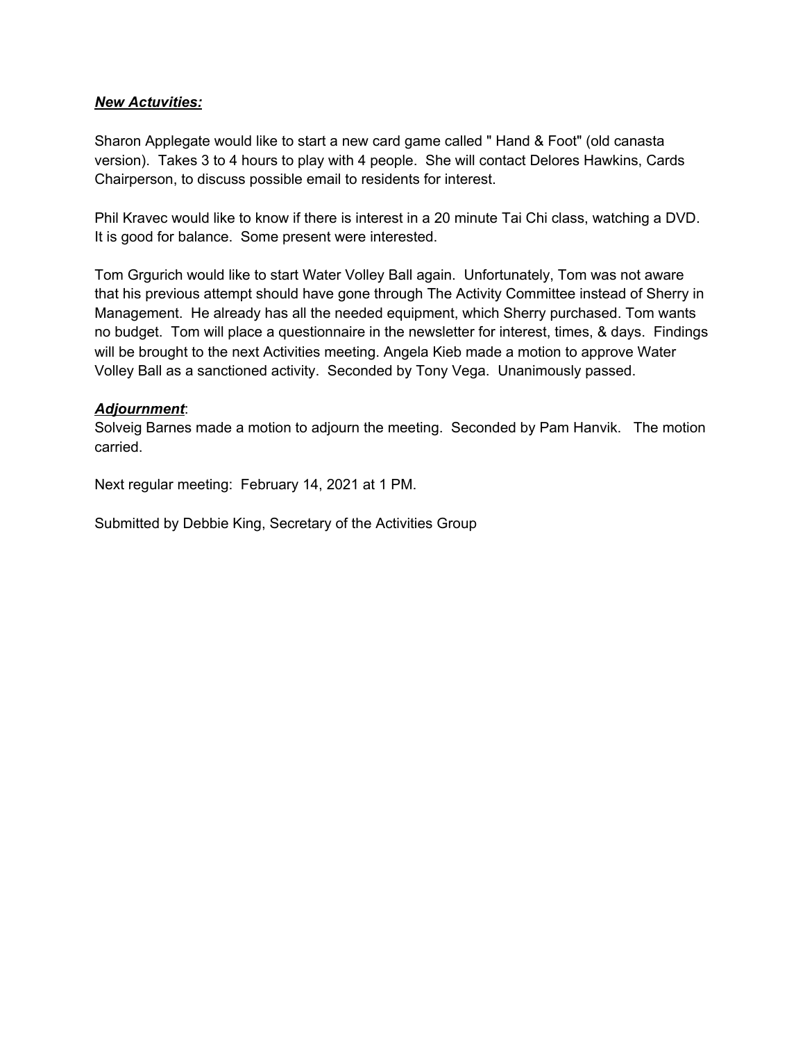***New Actuvities:***

Sharon Applegate would like to start a new card game called " Hand & Foot" (old canasta version). Takes 3 to 4 hours to play with 4 people. She will contact Delores Hawkins, Cards Chairperson, to discuss possible email to residents for interest.

Phil Kravec would like to know if there is interest in a 20 minute Tai Chi class, watching a DVD. It is good for balance. Some present were interested.

Tom Grgurich would like to start Water Volley Ball again. Unfortunately, Tom was not aware that his previous attempt should have gone through The Activity Committee instead of Sherry in Management. He already has all the needed equipment, which Sherry purchased. Tom wants no budget. Tom will place a questionnaire in the newsletter for interest, times, & days. Findings will be brought to the next Activities meeting. Angela Kieb made a motion to approve Water Volley Ball as a sanctioned activity. Seconded by Tony Vega. Unanimously passed.

***Adjournment***:
Solveig Barnes made a motion to adjourn the meeting. Seconded by Pam Hanvik. The motion carried.

Next regular meeting: February 14, 2021 at 1 PM.

Submitted by Debbie King, Secretary of the Activities Group